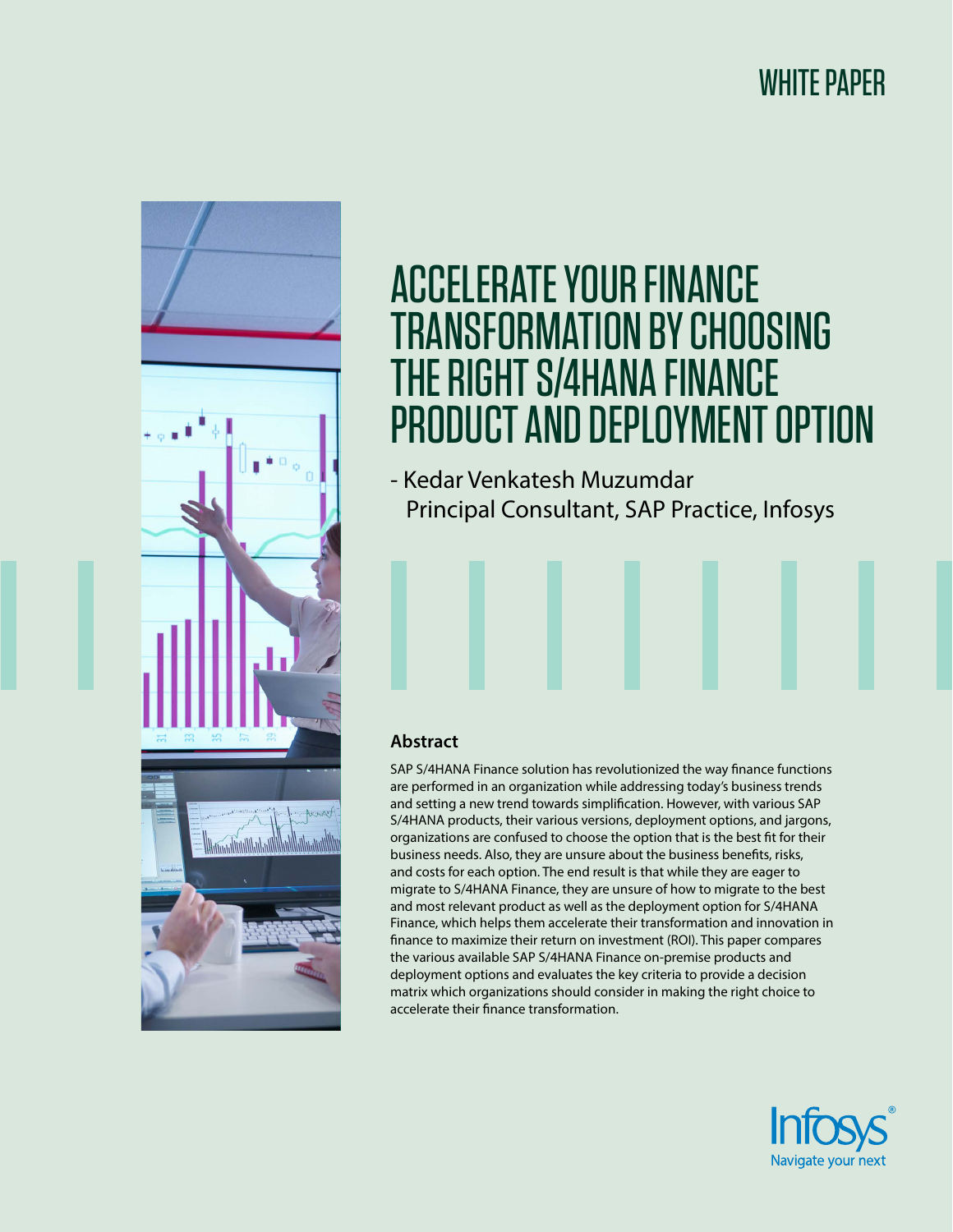WHITE PAPER

# ACCELERATE YOUR FINANCE TRANSFORMATION BY CHOOSING THE RIGHT S/4HANA FINANCE PRODUCT AND DEPLOYMENT OPTION

- Kedar Venkatesh Muzumdar
  Principal Consultant, SAP Practice, Infosys

## Abstract

SAP S/4HANA Finance solution has revolutionized the way finance functions are performed in an organization while addressing today's business trends and setting a new trend towards simplification. However, with various SAP S/4HANA products, their various versions, deployment options, and jargons, organizations are confused to choose the option that is the best fit for their business needs. Also, they are unsure about the business benefits, risks, and costs for each option. The end result is that while they are eager to migrate to S/4HANA Finance, they are unsure of how to migrate to the best and most relevant product as well as the deployment option for S/4HANA Finance, which helps them accelerate their transformation and innovation in finance to maximize their return on investment (ROI). This paper compares the various available SAP S/4HANA Finance on-premise products and deployment options and evaluates the key criteria to provide a decision matrix which organizations should consider in making the right choice to accelerate their finance transformation.

Infosys®
Navigate your next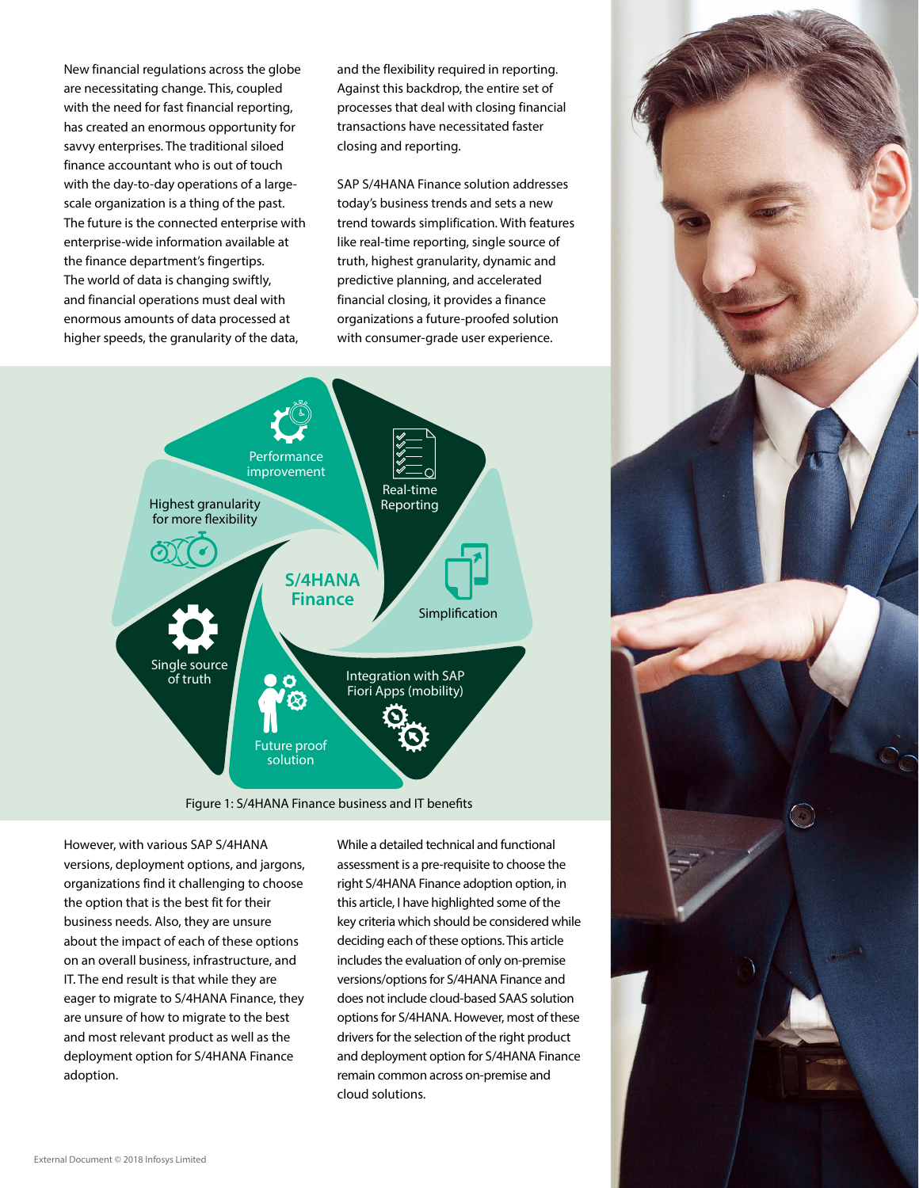New financial regulations across the globe are necessitating change. This, coupled with the need for fast financial reporting, has created an enormous opportunity for savvy enterprises. The traditional siloed finance accountant who is out of touch with the day-to-day operations of a large-scale organization is a thing of the past. The future is the connected enterprise with enterprise-wide information available at the finance department's fingertips. The world of data is changing swiftly, and financial operations must deal with enormous amounts of data processed at higher speeds, the granularity of the data, and the flexibility required in reporting. Against this backdrop, the entire set of processes that deal with closing financial transactions have necessitated faster closing and reporting.

SAP S/4HANA Finance solution addresses today's business trends and sets a new trend towards simplification. With features like real-time reporting, single source of truth, highest granularity, dynamic and predictive planning, and accelerated financial closing, it provides a finance organizations a future-proofed solution with consumer-grade user experience.

S/4HANA Finance

- Performance improvement
- Real-time Reporting
- Simplification
- Integration with SAP Fiori Apps (mobility)
- Future proof solution
- Single source of truth
- Highest granularity for more flexibility

Figure 1: S/4HANA Finance business and IT benefits

However, with various SAP S/4HANA versions, deployment options, and jargons, organizations find it challenging to choose the option that is the best fit for their business needs. Also, they are unsure about the impact of each of these options on an overall business, infrastructure, and IT. The end result is that while they are eager to migrate to S/4HANA Finance, they are unsure of how to migrate to the best and most relevant product as well as the deployment option for S/4HANA Finance adoption.

While a detailed technical and functional assessment is a pre-requisite to choose the right S/4HANA Finance adoption option, in this article, I have highlighted some of the key criteria which should be considered while deciding each of these options. This article includes the evaluation of only on-premise versions/options for S/4HANA Finance and does not include cloud-based SAAS solution options for S/4HANA. However, most of these drivers for the selection of the right product and deployment option for S/4HANA Finance remain common across on-premise and cloud solutions.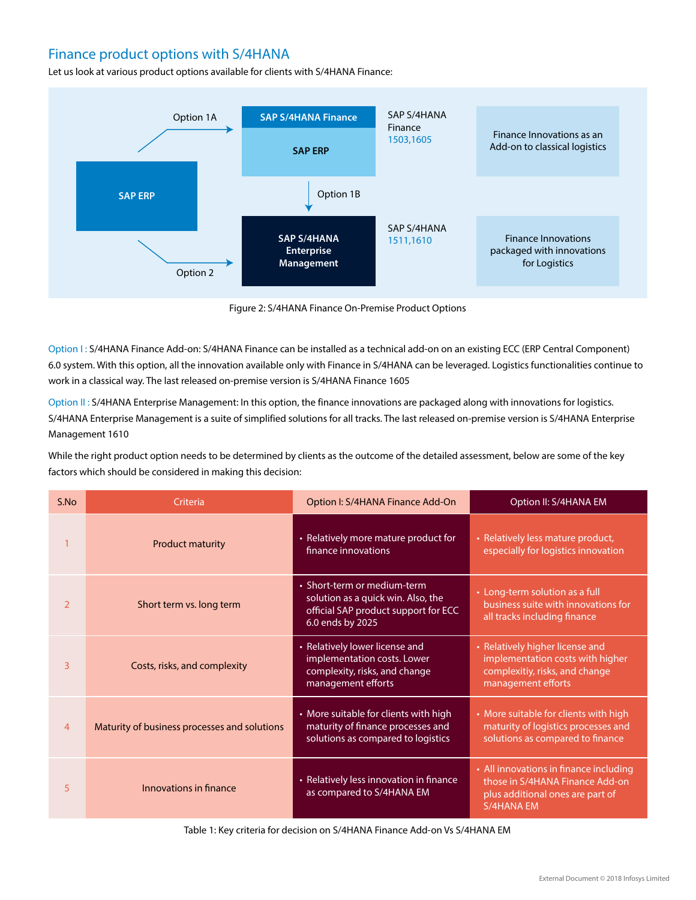## Finance product options with S/4HANA

Let us look at various product options available for clients with S/4HANA Finance:

Figure 2: S/4HANA Finance On-Premise Product Options

Option I : S/4HANA Finance Add-on: S/4HANA Finance can be installed as a technical add-on on an existing ECC (ERP Central Component) 6.0 system. With this option, all the innovation available only with Finance in S/4HANA can be leveraged. Logistics functionalities continue to work in a classical way. The last released on-premise version is S/4HANA Finance 1605

Option II : S/4HANA Enterprise Management: In this option, the finance innovations are packaged along with innovations for logistics. S/4HANA Enterprise Management is a suite of simplified solutions for all tracks. The last released on-premise version is S/4HANA Enterprise Management 1610

While the right product option needs to be determined by clients as the outcome of the detailed assessment, below are some of the key factors which should be considered in making this decision:

| S.No | Criteria | Option I: S/4HANA Finance Add-On | Option II: S/4HANA EM |
|---|---|---|---|
| 1 | Product maturity | • Relatively more mature product for finance innovations | • Relatively less mature product, especially for logistics innovation |
| 2 | Short term vs. long term | • Short-term or medium-term solution as a quick win. Also, the official SAP product support for ECC 6.0 ends by 2025 | • Long-term solution as a full business suite with innovations for all tracks including finance |
| 3 | Costs, risks, and complexity | • Relatively lower license and implementation costs. Lower complexity, risks, and change management efforts | • Relatively higher license and implementation costs with higher complexitiy, risks, and change management efforts |
| 4 | Maturity of business processes and solutions | • More suitable for clients with high maturity of finance processes and solutions as compared to logistics | • More suitable for clients with high maturity of logistics processes and solutions as compared to finance |
| 5 | Innovations in finance | • Relatively less innovation in finance as compared to S/4HANA EM | • All innovations in finance including those in S/4HANA Finance Add-on plus additional ones are part of S/4HANA EM |

Table 1: Key criteria for decision on S/4HANA Finance Add-on Vs S/4HANA EM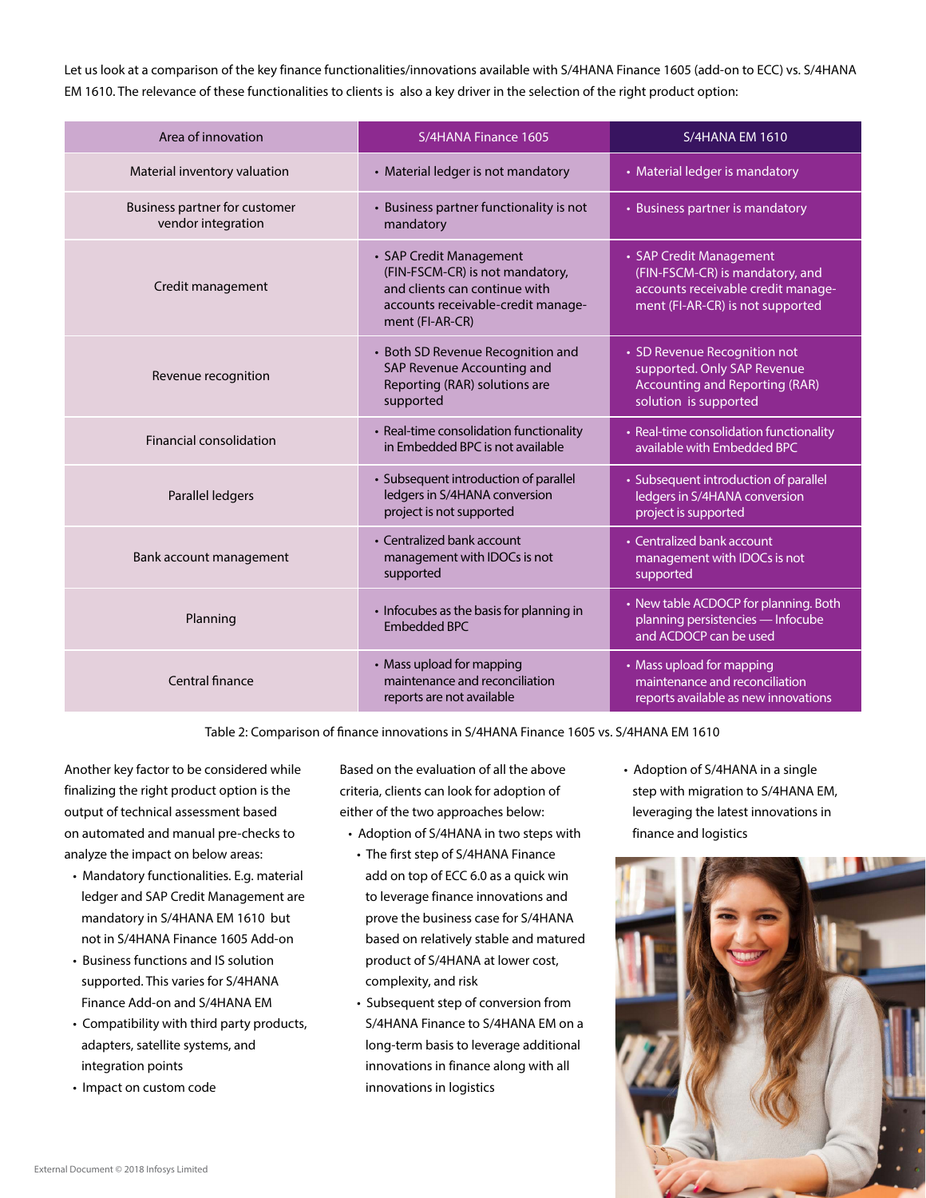Let us look at a comparison of the key finance functionalities/innovations available with S/4HANA Finance 1605 (add-on to ECC) vs. S/4HANA EM 1610. The relevance of these functionalities to clients is also a key driver in the selection of the right product option:

| Area of innovation | S/4HANA Finance 1605 | S/4HANA EM 1610 |
|---|---|---|
| Material inventory valuation | • Material ledger is not mandatory | • Material ledger is mandatory |
| Business partner for customer vendor integration | • Business partner functionality is not mandatory | • Business partner is mandatory |
| Credit management | • SAP Credit Management (FIN-FSCM-CR) is not mandatory, and clients can continue with accounts receivable-credit management (FI-AR-CR) | • SAP Credit Management (FIN-FSCM-CR) is mandatory, and accounts receivable credit management (FI-AR-CR) is not supported |
| Revenue recognition | • Both SD Revenue Recognition and SAP Revenue Accounting and Reporting (RAR) solutions are supported | • SD Revenue Recognition not supported. Only SAP Revenue Accounting and Reporting (RAR) solution is supported |
| Financial consolidation | • Real-time consolidation functionality in Embedded BPC is not available | • Real-time consolidation functionality available with Embedded BPC |
| Parallel ledgers | • Subsequent introduction of parallel ledgers in S/4HANA conversion project is not supported | • Subsequent introduction of parallel ledgers in S/4HANA conversion project is supported |
| Bank account management | • Centralized bank account management with IDOCs is not supported | • Centralized bank account management with IDOCs is not supported |
| Planning | • Infocubes as the basis for planning in Embedded BPC | • New table ACDOCP for planning. Both planning persistencies — Infocube and ACDOCP can be used |
| Central finance | • Mass upload for mapping maintenance and reconciliation reports are not available | • Mass upload for mapping maintenance and reconciliation reports available as new innovations |

Table 2: Comparison of finance innovations in S/4HANA Finance 1605 vs. S/4HANA EM 1610

Another key factor to be considered while finalizing the right product option is the output of technical assessment based on automated and manual pre-checks to analyze the impact on below areas:

- Mandatory functionalities. E.g. material ledger and SAP Credit Management are mandatory in S/4HANA EM 1610 but not in S/4HANA Finance 1605 Add-on
- Business functions and IS solution supported. This varies for S/4HANA Finance Add-on and S/4HANA EM
- Compatibility with third party products, adapters, satellite systems, and integration points
- Impact on custom code

Based on the evaluation of all the above criteria, clients can look for adoption of either of the two approaches below:

- Adoption of S/4HANA in two steps with
  - The first step of S/4HANA Finance add on top of ECC 6.0 as a quick win to leverage finance innovations and prove the business case for S/4HANA based on relatively stable and matured product of S/4HANA at lower cost, complexity, and risk
  - Subsequent step of conversion from S/4HANA Finance to S/4HANA EM on a long-term basis to leverage additional innovations in finance along with all innovations in logistics
- Adoption of S/4HANA in a single step with migration to S/4HANA EM, leveraging the latest innovations in finance and logistics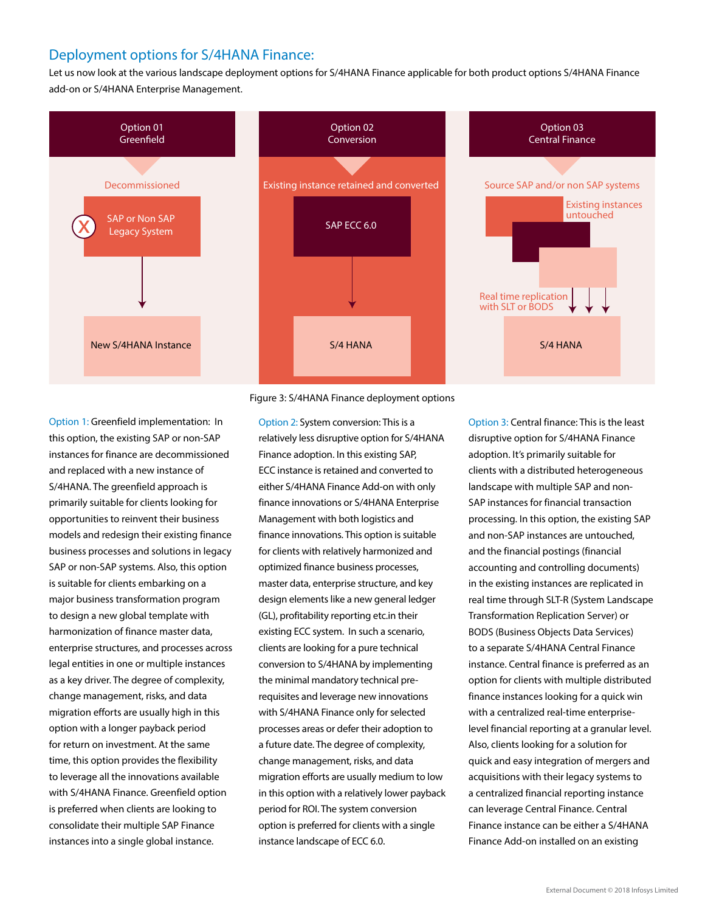## Deployment options for S/4HANA Finance:

Let us now look at the various landscape deployment options for S/4HANA Finance applicable for both product options S/4HANA Finance add-on or S/4HANA Enterprise Management.

Option 01
Greenfield

Decommissioned

SAP or Non SAP Legacy System

New S/4HANA Instance

Option 02
Conversion

Existing instance retained and converted

SAP ECC 6.0

S/4 HANA

Option 03
Central Finance

Source SAP and/or non SAP systems

Existing instances untouched

Real time replication with SLT or BODS

S/4 HANA

Figure 3: S/4HANA Finance deployment options

Option 1: Greenfield implementation: In this option, the existing SAP or non-SAP instances for finance are decommissioned and replaced with a new instance of S/4HANA. The greenfield approach is primarily suitable for clients looking for opportunities to reinvent their business models and redesign their existing finance business processes and solutions in legacy SAP or non-SAP systems. Also, this option is suitable for clients embarking on a major business transformation program to design a new global template with harmonization of finance master data, enterprise structures, and processes across legal entities in one or multiple instances as a key driver. The degree of complexity, change management, risks, and data migration efforts are usually high in this option with a longer payback period for return on investment. At the same time, this option provides the flexibility to leverage all the innovations available with S/4HANA Finance. Greenfield option is preferred when clients are looking to consolidate their multiple SAP Finance instances into a single global instance.

Option 2: System conversion: This is a relatively less disruptive option for S/4HANA Finance adoption. In this existing SAP, ECC instance is retained and converted to either S/4HANA Finance Add-on with only finance innovations or S/4HANA Enterprise Management with both logistics and finance innovations. This option is suitable for clients with relatively harmonized and optimized finance business processes, master data, enterprise structure, and key design elements like a new general ledger (GL), profitability reporting etc.in their existing ECC system. In such a scenario, clients are looking for a pure technical conversion to S/4HANA by implementing the minimal mandatory technical pre-requisites and leverage new innovations with S/4HANA Finance only for selected processes areas or defer their adoption to a future date. The degree of complexity, change management, risks, and data migration efforts are usually medium to low in this option with a relatively lower payback period for ROI. The system conversion option is preferred for clients with a single instance landscape of ECC 6.0.

Option 3: Central finance: This is the least disruptive option for S/4HANA Finance adoption. It's primarily suitable for clients with a distributed heterogeneous landscape with multiple SAP and non-SAP instances for financial transaction processing. In this option, the existing SAP and non-SAP instances are untouched, and the financial postings (financial accounting and controlling documents) in the existing instances are replicated in real time through SLT-R (System Landscape Transformation Replication Server) or BODS (Business Objects Data Services) to a separate S/4HANA Central Finance instance. Central finance is preferred as an option for clients with multiple distributed finance instances looking for a quick win with a centralized real-time enterprise-level financial reporting at a granular level. Also, clients looking for a solution for quick and easy integration of mergers and acquisitions with their legacy systems to a centralized financial reporting instance can leverage Central Finance. Central Finance instance can be either a S/4HANA Finance Add-on installed on an existing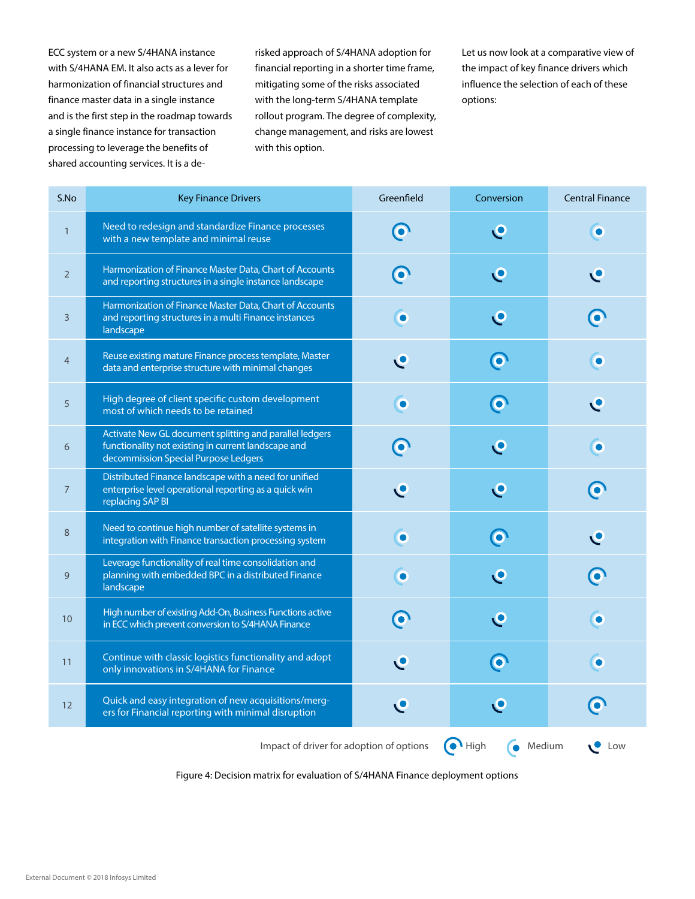ECC system or a new S/4HANA instance with S/4HANA EM. It also acts as a lever for harmonization of financial structures and finance master data in a single instance and is the first step in the roadmap towards a single finance instance for transaction processing to leverage the benefits of shared accounting services. It is a de-risked approach of S/4HANA adoption for financial reporting in a shorter time frame, mitigating some of the risks associated with the long-term S/4HANA template rollout program. The degree of complexity, change management, and risks are lowest with this option.

Let us now look at a comparative view of the impact of key finance drivers which influence the selection of each of these options:

| S.No | Key Finance Drivers | Greenfield | Conversion | Central Finance |
|---|---|---|---|---|
| 1 | Need to redesign and standardize Finance processes with a new template and minimal reuse | High | Low | Medium |
| 2 | Harmonization of Finance Master Data, Chart of Accounts and reporting structures in a single instance landscape | High | Low | Low |
| 3 | Harmonization of Finance Master Data, Chart of Accounts and reporting structures in a multi Finance instances landscape | Medium | Low | High |
| 4 | Reuse existing mature Finance process template, Master data and enterprise structure with minimal changes | Low | High | Medium |
| 5 | High degree of client specific custom development most of which needs to be retained | Medium | High | Low |
| 6 | Activate New GL document splitting and parallel ledgers functionality not existing in current landscape and decommission Special Purpose Ledgers | High | Low | Medium |
| 7 | Distributed Finance landscape with a need for unified enterprise level operational reporting as a quick win replacing SAP BI | Low | Low | High |
| 8 | Need to continue high number of satellite systems in integration with Finance transaction processing system | Medium | High | Low |
| 9 | Leverage functionality of real time consolidation and planning with embedded BPC in a distributed Finance landscape | Medium | Low | High |
| 10 | High number of existing Add-On, Business Functions active in ECC which prevent conversion to S/4HANA Finance | High | Low | Medium |
| 11 | Continue with classic logistics functionality and adopt only innovations in S/4HANA for Finance | Low | High | Medium |
| 12 | Quick and easy integration of new acquisitions/mergers for Financial reporting with minimal disruption | Low | Low | High |

Impact of driver for adoption of options: High, Medium, Low

Figure 4: Decision matrix for evaluation of S/4HANA Finance deployment options

External Document © 2018 Infosys Limited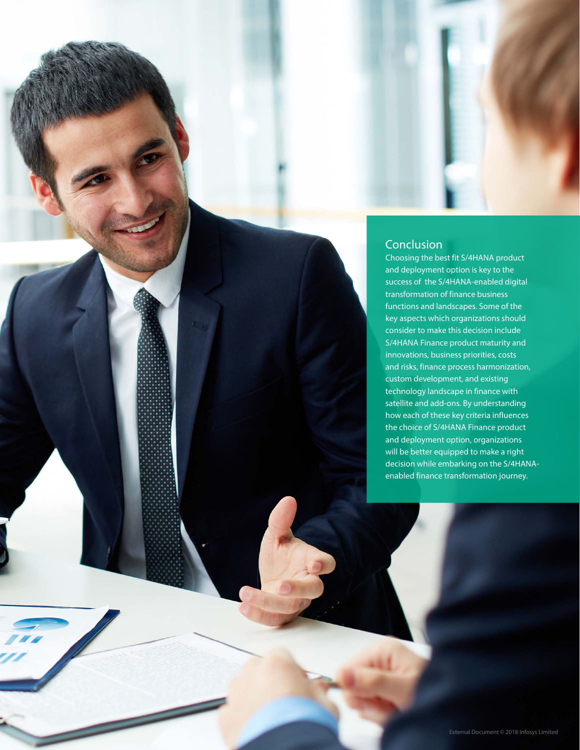## Conclusion

Choosing the best fit S/4HANA product and deployment option is key to the success of the S/4HANA-enabled digital transformation of finance business functions and landscapes. Some of the key aspects which organizations should consider to make this decision include S/4HANA Finance product maturity and innovations, business priorities, costs and risks, finance process harmonization, custom development, and existing technology landscape in finance with satellite and add-ons. By understanding how each of these key criteria influences the choice of S/4HANA Finance product and deployment option, organizations will be better equipped to make a right decision while embarking on the S/4HANA-enabled finance transformation journey.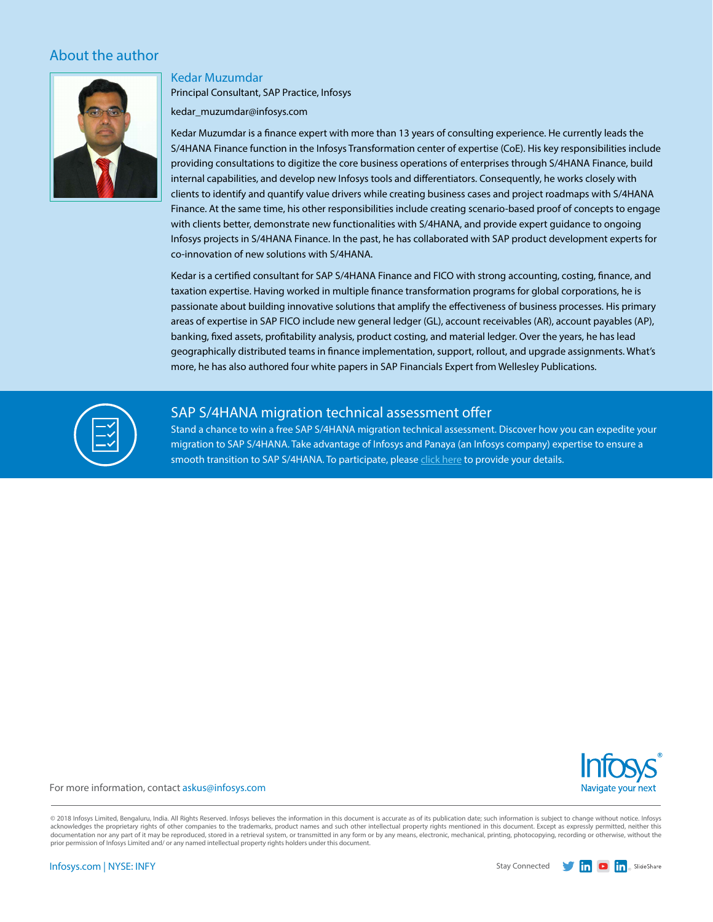## About the author

### Kedar Muzumdar

Principal Consultant, SAP Practice, Infosys

kedar_muzumdar@infosys.com

Kedar Muzumdar is a finance expert with more than 13 years of consulting experience. He currently leads the S/4HANA Finance function in the Infosys Transformation center of expertise (CoE). His key responsibilities include providing consultations to digitize the core business operations of enterprises through S/4HANA Finance, build internal capabilities, and develop new Infosys tools and differentiators. Consequently, he works closely with clients to identify and quantify value drivers while creating business cases and project roadmaps with S/4HANA Finance. At the same time, his other responsibilities include creating scenario-based proof of concepts to engage with clients better, demonstrate new functionalities with S/4HANA, and provide expert guidance to ongoing Infosys projects in S/4HANA Finance. In the past, he has collaborated with SAP product development experts for co-innovation of new solutions with S/4HANA.

Kedar is a certified consultant for SAP S/4HANA Finance and FICO with strong accounting, costing, finance, and taxation expertise. Having worked in multiple finance transformation programs for global corporations, he is passionate about building innovative solutions that amplify the effectiveness of business processes. His primary areas of expertise in SAP FICO include new general ledger (GL), account receivables (AR), account payables (AP), banking, fixed assets, profitability analysis, product costing, and material ledger. Over the years, he has lead geographically distributed teams in finance implementation, support, rollout, and upgrade assignments. What's more, he has also authored four white papers in SAP Financials Expert from Wellesley Publications.

## SAP S/4HANA migration technical assessment offer

Stand a chance to win a free SAP S/4HANA migration technical assessment. Discover how you can expedite your migration to SAP S/4HANA. Take advantage of Infosys and Panaya (an Infosys company) expertise to ensure a smooth transition to SAP S/4HANA. To participate, please click here to provide your details.

For more information, contact askus@infosys.com

Infosys® Navigate your next

© 2018 Infosys Limited, Bengaluru, India. All Rights Reserved. Infosys believes the information in this document is accurate as of its publication date; such information is subject to change without notice. Infosys acknowledges the proprietary rights of other companies to the trademarks, product names and such other intellectual property rights mentioned in this document. Except as expressly permitted, neither this documentation nor any part of it may be reproduced, stored in a retrieval system, or transmitted in any form or by any means, electronic, mechanical, printing, photocopying, recording or otherwise, without the prior permission of Infosys Limited and/ or any named intellectual property rights holders under this document.

Infosys.com | NYSE: INFY

Stay Connected SlideShare